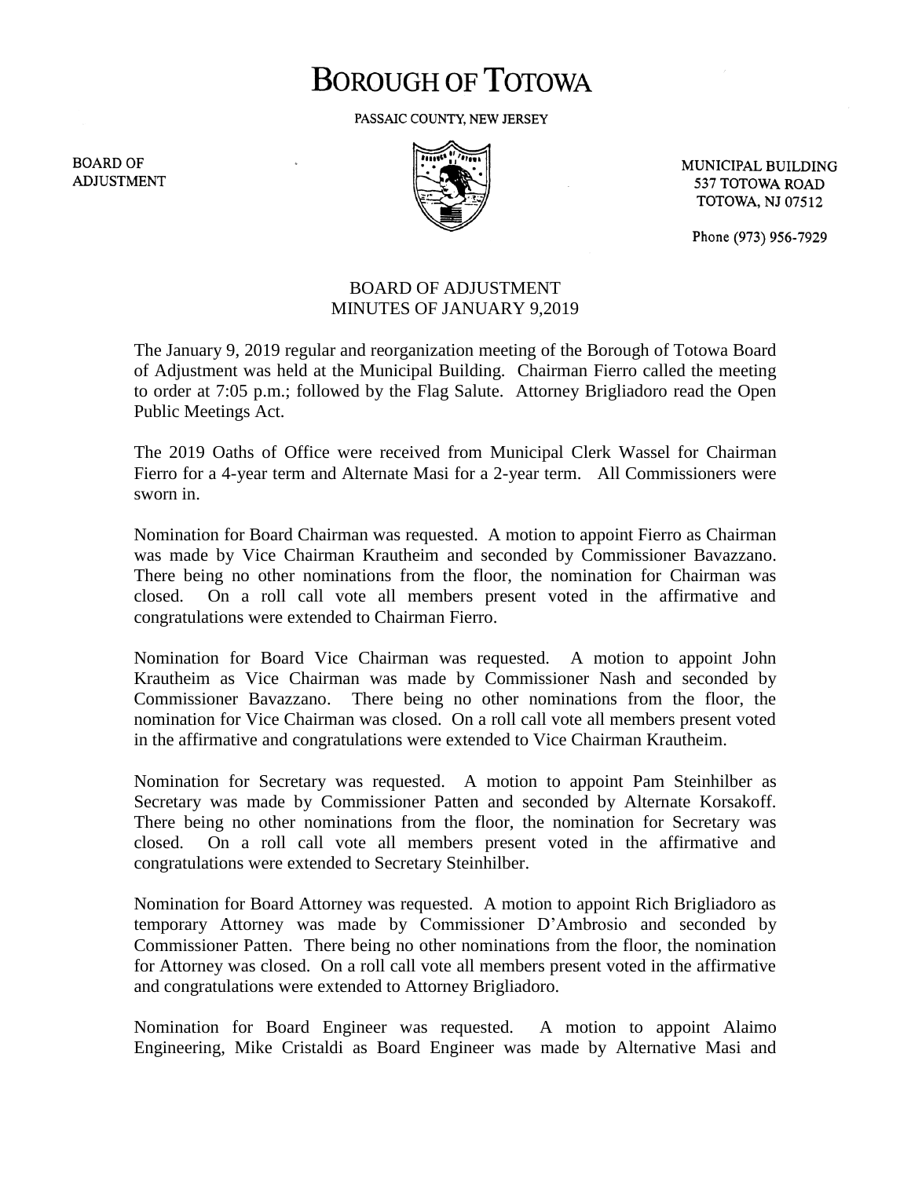# BOROUGH OF TOTOWA

PASSAIC COUNTY, NEW JERSEY

BOARD OF ADJUSTMENT

MUNICIPAL BUILDING
537 TOTOWA ROAD
TOTOWA, NJ 07512

Phone (973) 956-7929

## BOARD OF ADJUSTMENT
## MINUTES OF JANUARY 9,2019

The January 9, 2019 regular and reorganization meeting of the Borough of Totowa Board of Adjustment was held at the Municipal Building. Chairman Fierro called the meeting to order at 7:05 p.m.; followed by the Flag Salute. Attorney Brigliadoro read the Open Public Meetings Act.

The 2019 Oaths of Office were received from Municipal Clerk Wassel for Chairman Fierro for a 4-year term and Alternate Masi for a 2-year term. All Commissioners were sworn in.

Nomination for Board Chairman was requested. A motion to appoint Fierro as Chairman was made by Vice Chairman Krautheim and seconded by Commissioner Bavazzano. There being no other nominations from the floor, the nomination for Chairman was closed. On a roll call vote all members present voted in the affirmative and congratulations were extended to Chairman Fierro.

Nomination for Board Vice Chairman was requested. A motion to appoint John Krautheim as Vice Chairman was made by Commissioner Nash and seconded by Commissioner Bavazzano. There being no other nominations from the floor, the nomination for Vice Chairman was closed. On a roll call vote all members present voted in the affirmative and congratulations were extended to Vice Chairman Krautheim.

Nomination for Secretary was requested. A motion to appoint Pam Steinhilber as Secretary was made by Commissioner Patten and seconded by Alternate Korsakoff. There being no other nominations from the floor, the nomination for Secretary was closed. On a roll call vote all members present voted in the affirmative and congratulations were extended to Secretary Steinhilber.

Nomination for Board Attorney was requested. A motion to appoint Rich Brigliadoro as temporary Attorney was made by Commissioner D'Ambrosio and seconded by Commissioner Patten. There being no other nominations from the floor, the nomination for Attorney was closed. On a roll call vote all members present voted in the affirmative and congratulations were extended to Attorney Brigliadoro.

Nomination for Board Engineer was requested. A motion to appoint Alaimo Engineering, Mike Cristaldi as Board Engineer was made by Alternative Masi and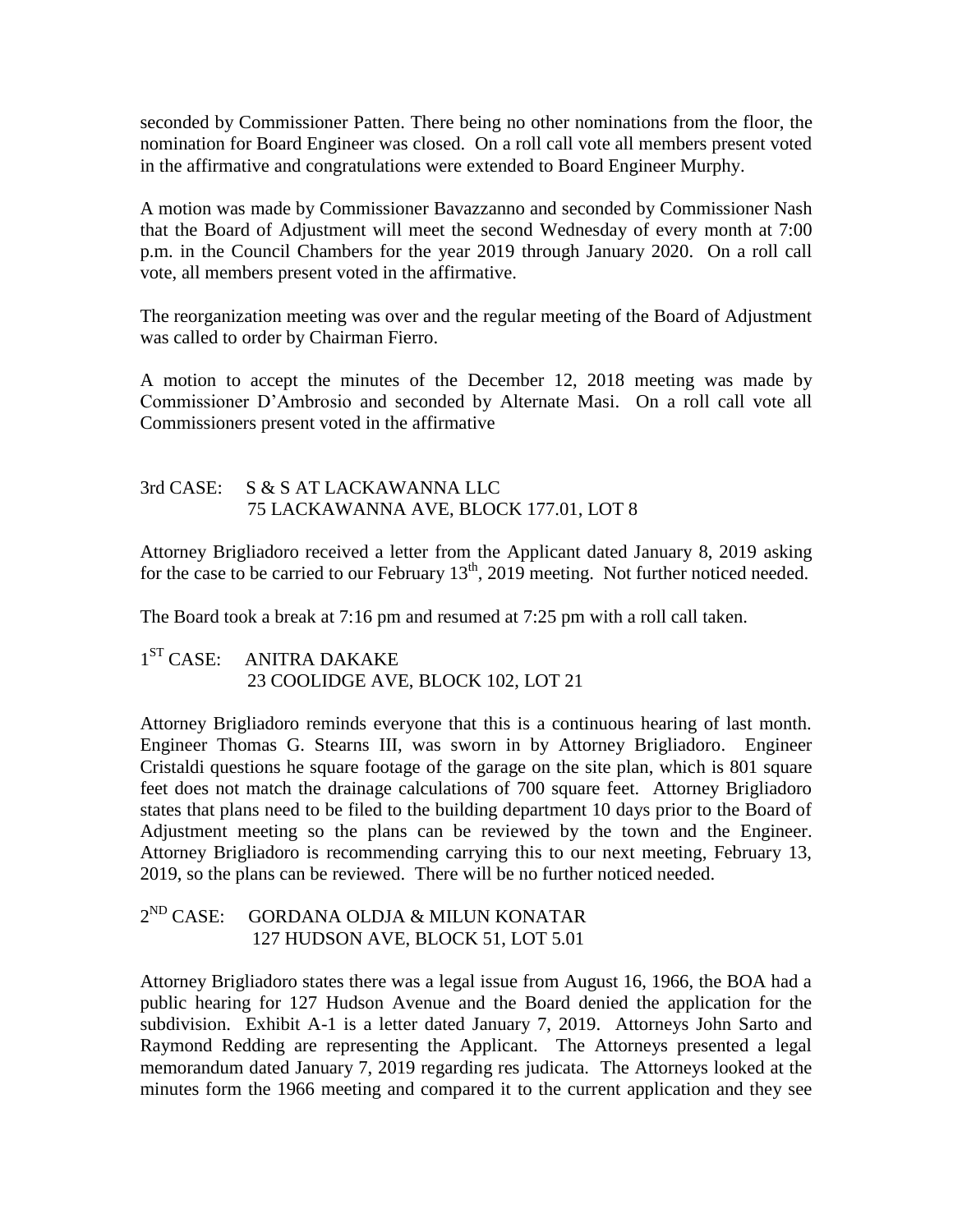seconded by Commissioner Patten. There being no other nominations from the floor, the nomination for Board Engineer was closed. On a roll call vote all members present voted in the affirmative and congratulations were extended to Board Engineer Murphy.

A motion was made by Commissioner Bavazzanno and seconded by Commissioner Nash that the Board of Adjustment will meet the second Wednesday of every month at 7:00 p.m. in the Council Chambers for the year 2019 through January 2020. On a roll call vote, all members present voted in the affirmative.

The reorganization meeting was over and the regular meeting of the Board of Adjustment was called to order by Chairman Fierro.

A motion to accept the minutes of the December 12, 2018 meeting was made by Commissioner D'Ambrosio and seconded by Alternate Masi. On a roll call vote all Commissioners present voted in the affirmative

3rd CASE: S & S AT LACKAWANNA LLC
75 LACKAWANNA AVE, BLOCK 177.01, LOT 8

Attorney Brigliadoro received a letter from the Applicant dated January 8, 2019 asking for the case to be carried to our February 13th, 2019 meeting. Not further noticed needed.

The Board took a break at 7:16 pm and resumed at 7:25 pm with a roll call taken.

1ST CASE: ANITRA DAKAKE
23 COOLIDGE AVE, BLOCK 102, LOT 21

Attorney Brigliadoro reminds everyone that this is a continuous hearing of last month. Engineer Thomas G. Stearns III, was sworn in by Attorney Brigliadoro. Engineer Cristaldi questions he square footage of the garage on the site plan, which is 801 square feet does not match the drainage calculations of 700 square feet. Attorney Brigliadoro states that plans need to be filed to the building department 10 days prior to the Board of Adjustment meeting so the plans can be reviewed by the town and the Engineer. Attorney Brigliadoro is recommending carrying this to our next meeting, February 13, 2019, so the plans can be reviewed. There will be no further noticed needed.

2ND CASE: GORDANA OLDJA & MILUN KONATAR
127 HUDSON AVE, BLOCK 51, LOT 5.01

Attorney Brigliadoro states there was a legal issue from August 16, 1966, the BOA had a public hearing for 127 Hudson Avenue and the Board denied the application for the subdivision. Exhibit A-1 is a letter dated January 7, 2019. Attorneys John Sarto and Raymond Redding are representing the Applicant. The Attorneys presented a legal memorandum dated January 7, 2019 regarding res judicata. The Attorneys looked at the minutes form the 1966 meeting and compared it to the current application and they see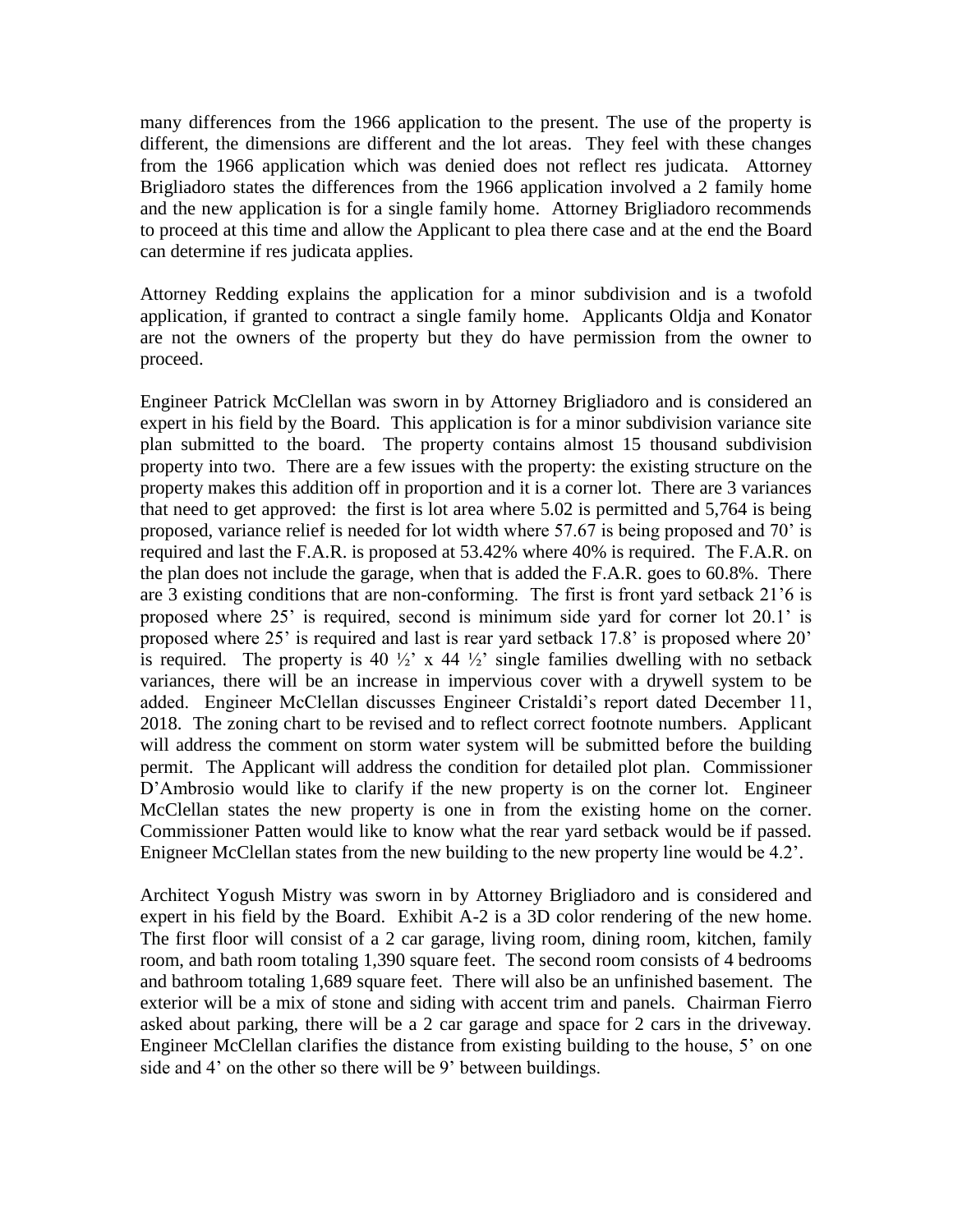many differences from the 1966 application to the present. The use of the property is different, the dimensions are different and the lot areas. They feel with these changes from the 1966 application which was denied does not reflect res judicata. Attorney Brigliadoro states the differences from the 1966 application involved a 2 family home and the new application is for a single family home. Attorney Brigliadoro recommends to proceed at this time and allow the Applicant to plea there case and at the end the Board can determine if res judicata applies.

Attorney Redding explains the application for a minor subdivision and is a twofold application, if granted to contract a single family home. Applicants Oldja and Konator are not the owners of the property but they do have permission from the owner to proceed.

Engineer Patrick McClellan was sworn in by Attorney Brigliadoro and is considered an expert in his field by the Board. This application is for a minor subdivision variance site plan submitted to the board. The property contains almost 15 thousand subdivision property into two. There are a few issues with the property: the existing structure on the property makes this addition off in proportion and it is a corner lot. There are 3 variances that need to get approved: the first is lot area where 5.02 is permitted and 5,764 is being proposed, variance relief is needed for lot width where 57.67 is being proposed and 70' is required and last the F.A.R. is proposed at 53.42% where 40% is required. The F.A.R. on the plan does not include the garage, when that is added the F.A.R. goes to 60.8%. There are 3 existing conditions that are non-conforming. The first is front yard setback 21'6 is proposed where 25' is required, second is minimum side yard for corner lot 20.1' is proposed where 25' is required and last is rear yard setback 17.8' is proposed where 20' is required. The property is 40 ½' x 44 ½' single families dwelling with no setback variances, there will be an increase in impervious cover with a drywell system to be added. Engineer McClellan discusses Engineer Cristaldi's report dated December 11, 2018. The zoning chart to be revised and to reflect correct footnote numbers. Applicant will address the comment on storm water system will be submitted before the building permit. The Applicant will address the condition for detailed plot plan. Commissioner D'Ambrosio would like to clarify if the new property is on the corner lot. Engineer McClellan states the new property is one in from the existing home on the corner. Commissioner Patten would like to know what the rear yard setback would be if passed. Enigneer McClellan states from the new building to the new property line would be 4.2'.

Architect Yogush Mistry was sworn in by Attorney Brigliadoro and is considered and expert in his field by the Board. Exhibit A-2 is a 3D color rendering of the new home. The first floor will consist of a 2 car garage, living room, dining room, kitchen, family room, and bath room totaling 1,390 square feet. The second room consists of 4 bedrooms and bathroom totaling 1,689 square feet. There will also be an unfinished basement. The exterior will be a mix of stone and siding with accent trim and panels. Chairman Fierro asked about parking, there will be a 2 car garage and space for 2 cars in the driveway. Engineer McClellan clarifies the distance from existing building to the house, 5' on one side and 4' on the other so there will be 9' between buildings.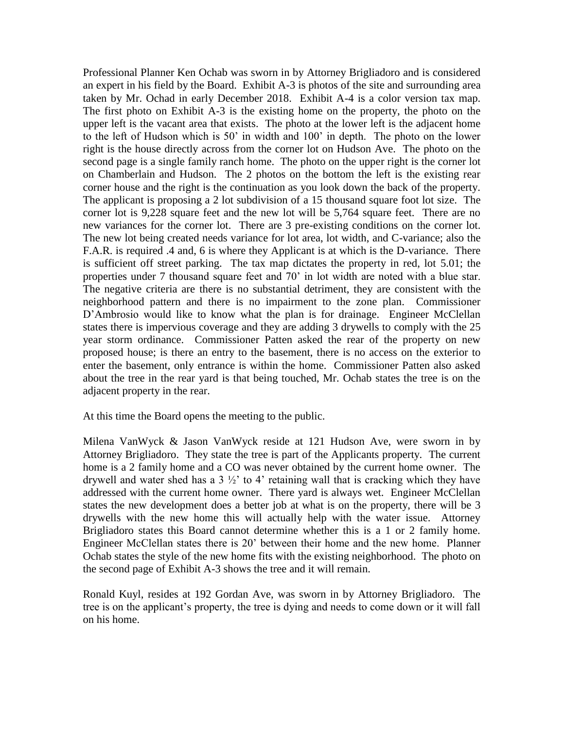Professional Planner Ken Ochab was sworn in by Attorney Brigliadoro and is considered an expert in his field by the Board. Exhibit A-3 is photos of the site and surrounding area taken by Mr. Ochad in early December 2018. Exhibit A-4 is a color version tax map. The first photo on Exhibit A-3 is the existing home on the property, the photo on the upper left is the vacant area that exists. The photo at the lower left is the adjacent home to the left of Hudson which is 50' in width and 100' in depth. The photo on the lower right is the house directly across from the corner lot on Hudson Ave. The photo on the second page is a single family ranch home. The photo on the upper right is the corner lot on Chamberlain and Hudson. The 2 photos on the bottom the left is the existing rear corner house and the right is the continuation as you look down the back of the property. The applicant is proposing a 2 lot subdivision of a 15 thousand square foot lot size. The corner lot is 9,228 square feet and the new lot will be 5,764 square feet. There are no new variances for the corner lot. There are 3 pre-existing conditions on the corner lot. The new lot being created needs variance for lot area, lot width, and C-variance; also the F.A.R. is required .4 and, 6 is where they Applicant is at which is the D-variance. There is sufficient off street parking. The tax map dictates the property in red, lot 5.01; the properties under 7 thousand square feet and 70' in lot width are noted with a blue star. The negative criteria are there is no substantial detriment, they are consistent with the neighborhood pattern and there is no impairment to the zone plan. Commissioner D'Ambrosio would like to know what the plan is for drainage. Engineer McClellan states there is impervious coverage and they are adding 3 drywells to comply with the 25 year storm ordinance. Commissioner Patten asked the rear of the property on new proposed house; is there an entry to the basement, there is no access on the exterior to enter the basement, only entrance is within the home. Commissioner Patten also asked about the tree in the rear yard is that being touched, Mr. Ochab states the tree is on the adjacent property in the rear.

At this time the Board opens the meeting to the public.

Milena VanWyck & Jason VanWyck reside at 121 Hudson Ave, were sworn in by Attorney Brigliadoro. They state the tree is part of the Applicants property. The current home is a 2 family home and a CO was never obtained by the current home owner. The drywell and water shed has a 3 ½' to 4' retaining wall that is cracking which they have addressed with the current home owner. There yard is always wet. Engineer McClellan states the new development does a better job at what is on the property, there will be 3 drywells with the new home this will actually help with the water issue. Attorney Brigliadoro states this Board cannot determine whether this is a 1 or 2 family home. Engineer McClellan states there is 20' between their home and the new home. Planner Ochab states the style of the new home fits with the existing neighborhood. The photo on the second page of Exhibit A-3 shows the tree and it will remain.

Ronald Kuyl, resides at 192 Gordan Ave, was sworn in by Attorney Brigliadoro. The tree is on the applicant's property, the tree is dying and needs to come down or it will fall on his home.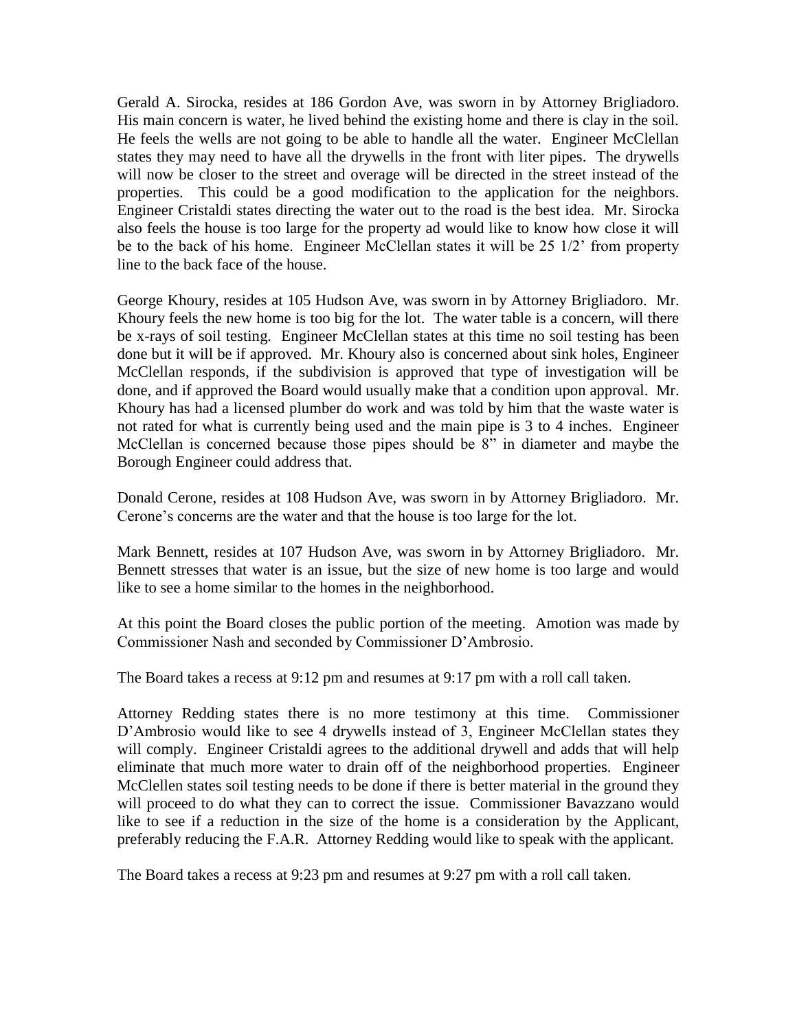Gerald A. Sirocka, resides at 186 Gordon Ave, was sworn in by Attorney Brigliadoro. His main concern is water, he lived behind the existing home and there is clay in the soil. He feels the wells are not going to be able to handle all the water. Engineer McClellan states they may need to have all the drywells in the front with liter pipes. The drywells will now be closer to the street and overage will be directed in the street instead of the properties. This could be a good modification to the application for the neighbors. Engineer Cristaldi states directing the water out to the road is the best idea. Mr. Sirocka also feels the house is too large for the property ad would like to know how close it will be to the back of his home. Engineer McClellan states it will be 25 1/2' from property line to the back face of the house.

George Khoury, resides at 105 Hudson Ave, was sworn in by Attorney Brigliadoro. Mr. Khoury feels the new home is too big for the lot. The water table is a concern, will there be x-rays of soil testing. Engineer McClellan states at this time no soil testing has been done but it will be if approved. Mr. Khoury also is concerned about sink holes, Engineer McClellan responds, if the subdivision is approved that type of investigation will be done, and if approved the Board would usually make that a condition upon approval. Mr. Khoury has had a licensed plumber do work and was told by him that the waste water is not rated for what is currently being used and the main pipe is 3 to 4 inches. Engineer McClellan is concerned because those pipes should be 8" in diameter and maybe the Borough Engineer could address that.

Donald Cerone, resides at 108 Hudson Ave, was sworn in by Attorney Brigliadoro. Mr. Cerone's concerns are the water and that the house is too large for the lot.

Mark Bennett, resides at 107 Hudson Ave, was sworn in by Attorney Brigliadoro. Mr. Bennett stresses that water is an issue, but the size of new home is too large and would like to see a home similar to the homes in the neighborhood.

At this point the Board closes the public portion of the meeting. Amotion was made by Commissioner Nash and seconded by Commissioner D'Ambrosio.

The Board takes a recess at 9:12 pm and resumes at 9:17 pm with a roll call taken.

Attorney Redding states there is no more testimony at this time. Commissioner D'Ambrosio would like to see 4 drywells instead of 3, Engineer McClellan states they will comply. Engineer Cristaldi agrees to the additional drywell and adds that will help eliminate that much more water to drain off of the neighborhood properties. Engineer McClellen states soil testing needs to be done if there is better material in the ground they will proceed to do what they can to correct the issue. Commissioner Bavazzano would like to see if a reduction in the size of the home is a consideration by the Applicant, preferably reducing the F.A.R. Attorney Redding would like to speak with the applicant.

The Board takes a recess at 9:23 pm and resumes at 9:27 pm with a roll call taken.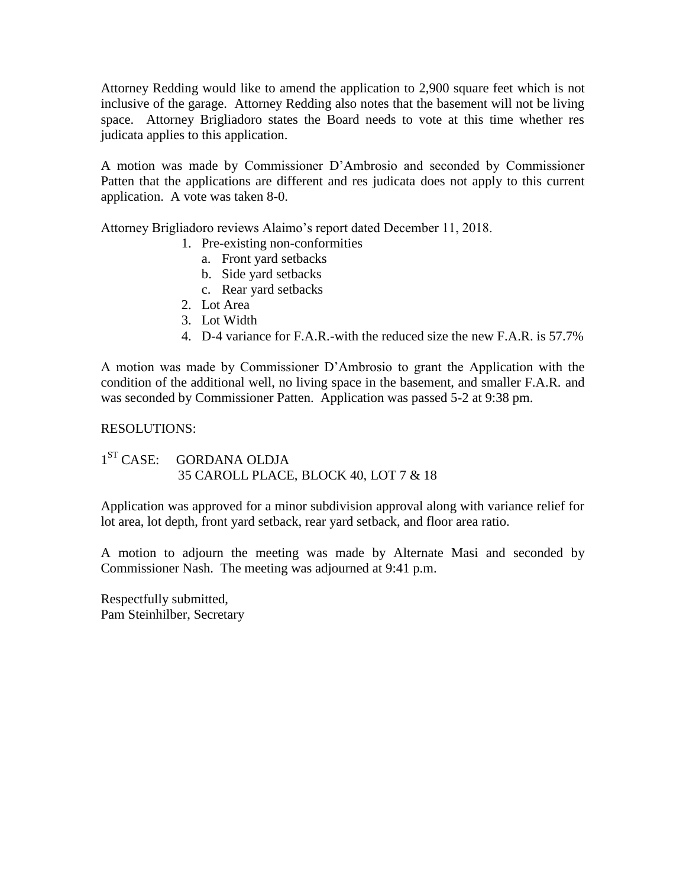Attorney Redding would like to amend the application to 2,900 square feet which is not inclusive of the garage. Attorney Redding also notes that the basement will not be living space. Attorney Brigliadoro states the Board needs to vote at this time whether res judicata applies to this application.

A motion was made by Commissioner D'Ambrosio and seconded by Commissioner Patten that the applications are different and res judicata does not apply to this current application. A vote was taken 8-0.

Attorney Brigliadoro reviews Alaimo's report dated December 11, 2018.

1. Pre-existing non-conformities
   a. Front yard setbacks
   b. Side yard setbacks
   c. Rear yard setbacks
2. Lot Area
3. Lot Width
4. D-4 variance for F.A.R.-with the reduced size the new F.A.R. is 57.7%

A motion was made by Commissioner D'Ambrosio to grant the Application with the condition of the additional well, no living space in the basement, and smaller F.A.R. and was seconded by Commissioner Patten. Application was passed 5-2 at 9:38 pm.

RESOLUTIONS:

1$^{ST}$ CASE: GORDANA OLDJA
35 CAROLL PLACE, BLOCK 40, LOT 7 & 18

Application was approved for a minor subdivision approval along with variance relief for lot area, lot depth, front yard setback, rear yard setback, and floor area ratio.

A motion to adjourn the meeting was made by Alternate Masi and seconded by Commissioner Nash. The meeting was adjourned at 9:41 p.m.

Respectfully submitted,
Pam Steinhilber, Secretary